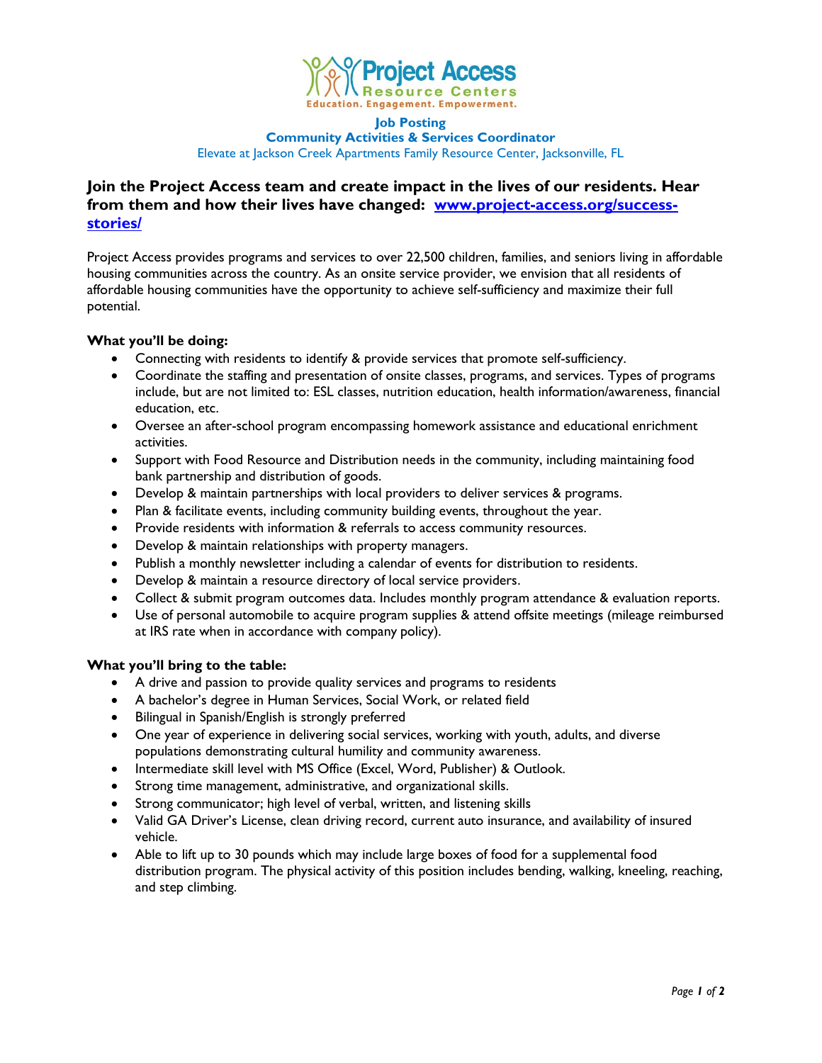Project Access
Resource Centers
Education. Engagement. Empowerment.

**Job Posting**

**Community Activities & Services Coordinator**

Elevate at Jackson Creek Apartments Family Resource Center, Jacksonville, FL

## Join the Project Access team and create impact in the lives of our residents. Hear from them and how their lives have changed: [www.project-access.org/success-stories/](www.project-access.org/success-stories/)

Project Access provides programs and services to over 22,500 children, families, and seniors living in affordable housing communities across the country. As an onsite service provider, we envision that all residents of affordable housing communities have the opportunity to achieve self-sufficiency and maximize their full potential.

**What you'll be doing:**

- Connecting with residents to identify & provide services that promote self-sufficiency.
- Coordinate the staffing and presentation of onsite classes, programs, and services. Types of programs include, but are not limited to: ESL classes, nutrition education, health information/awareness, financial education, etc.
- Oversee an after-school program encompassing homework assistance and educational enrichment activities.
- Support with Food Resource and Distribution needs in the community, including maintaining food bank partnership and distribution of goods.
- Develop & maintain partnerships with local providers to deliver services & programs.
- Plan & facilitate events, including community building events, throughout the year.
- Provide residents with information & referrals to access community resources.
- Develop & maintain relationships with property managers.
- Publish a monthly newsletter including a calendar of events for distribution to residents.
- Develop & maintain a resource directory of local service providers.
- Collect & submit program outcomes data. Includes monthly program attendance & evaluation reports.
- Use of personal automobile to acquire program supplies & attend offsite meetings (mileage reimbursed at IRS rate when in accordance with company policy).

**What you'll bring to the table:**

- A drive and passion to provide quality services and programs to residents
- A bachelor's degree in Human Services, Social Work, or related field
- Bilingual in Spanish/English is strongly preferred
- One year of experience in delivering social services, working with youth, adults, and diverse populations demonstrating cultural humility and community awareness.
- Intermediate skill level with MS Office (Excel, Word, Publisher) & Outlook.
- Strong time management, administrative, and organizational skills.
- Strong communicator; high level of verbal, written, and listening skills
- Valid GA Driver's License, clean driving record, current auto insurance, and availability of insured vehicle.
- Able to lift up to 30 pounds which may include large boxes of food for a supplemental food distribution program. The physical activity of this position includes bending, walking, kneeling, reaching, and step climbing.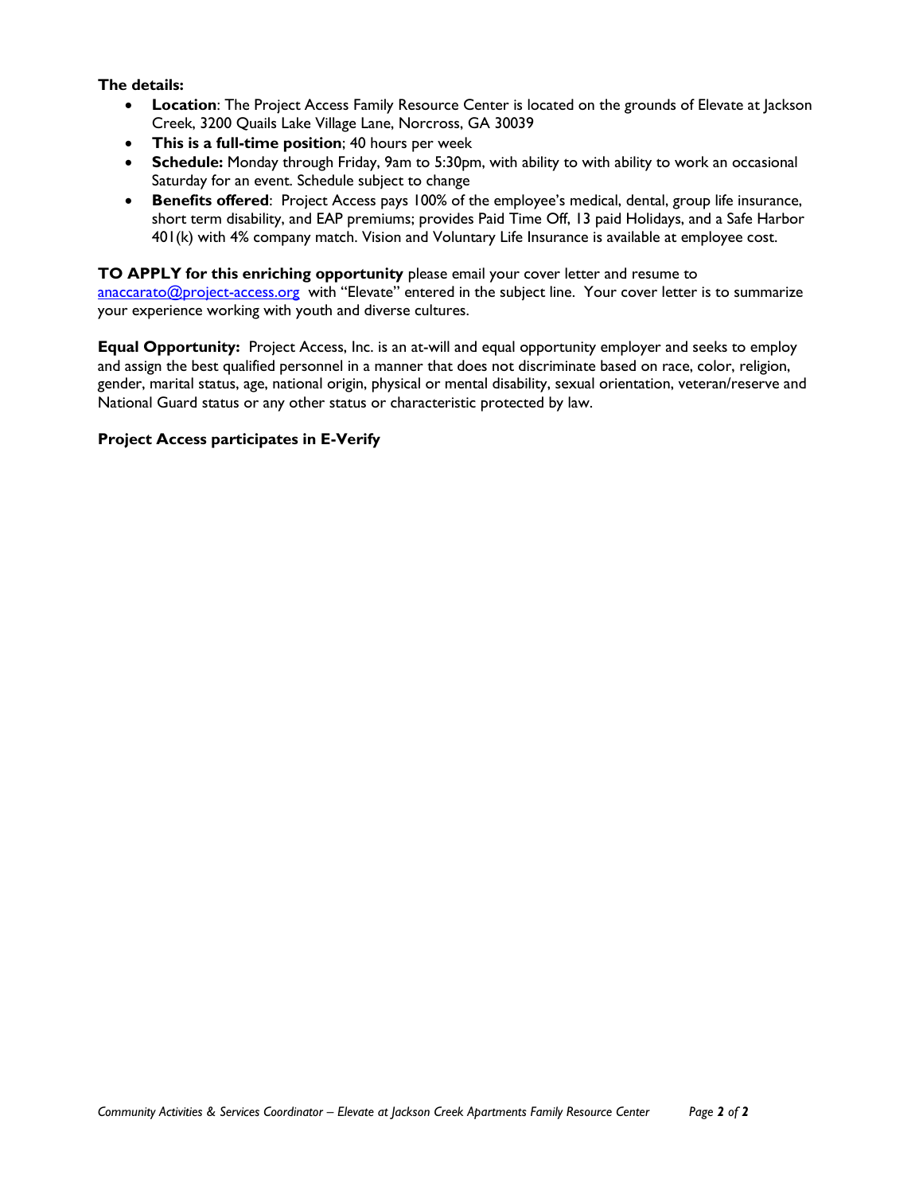**The details:**

- **Location**: The Project Access Family Resource Center is located on the grounds of Elevate at Jackson Creek, 3200 Quails Lake Village Lane, Norcross, GA 30039
- **This is a full-time position**; 40 hours per week
- **Schedule:** Monday through Friday, 9am to 5:30pm, with ability to with ability to work an occasional Saturday for an event. Schedule subject to change
- **Benefits offered**: Project Access pays 100% of the employee's medical, dental, group life insurance, short term disability, and EAP premiums; provides Paid Time Off, 13 paid Holidays, and a Safe Harbor 401(k) with 4% company match. Vision and Voluntary Life Insurance is available at employee cost.

**TO APPLY for this enriching opportunity** please email your cover letter and resume to anaccarato@project-access.org with "Elevate" entered in the subject line. Your cover letter is to summarize your experience working with youth and diverse cultures.

**Equal Opportunity:** Project Access, Inc. is an at-will and equal opportunity employer and seeks to employ and assign the best qualified personnel in a manner that does not discriminate based on race, color, religion, gender, marital status, age, national origin, physical or mental disability, sexual orientation, veteran/reserve and National Guard status or any other status or characteristic protected by law.

**Project Access participates in E-Verify**